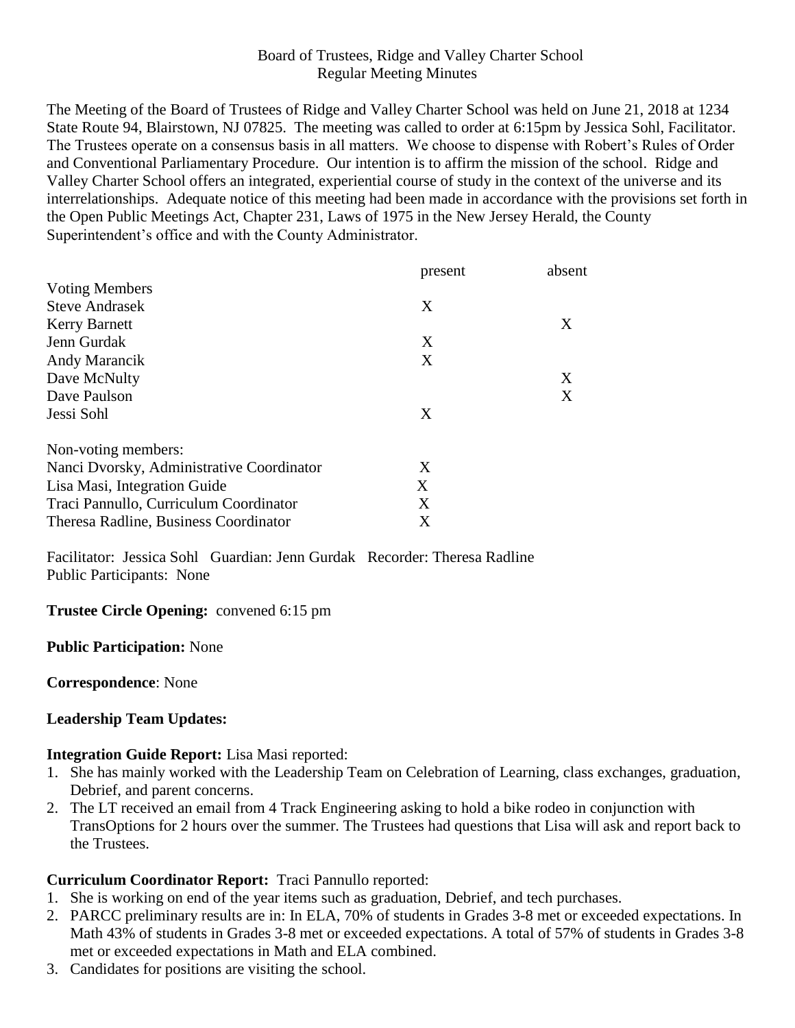Board of Trustees, Ridge and Valley Charter School
Regular Meeting Minutes

The Meeting of the Board of Trustees of Ridge and Valley Charter School was held on June 21, 2018 at 1234 State Route 94, Blairstown, NJ 07825. The meeting was called to order at 6:15pm by Jessica Sohl, Facilitator. The Trustees operate on a consensus basis in all matters. We choose to dispense with Robert's Rules of Order and Conventional Parliamentary Procedure. Our intention is to affirm the mission of the school. Ridge and Valley Charter School offers an integrated, experiential course of study in the context of the universe and its interrelationships. Adequate notice of this meeting had been made in accordance with the provisions set forth in the Open Public Meetings Act, Chapter 231, Laws of 1975 in the New Jersey Herald, the County Superintendent's office and with the County Administrator.

| | present | absent |
|---|---|---|
| Voting Members | | |
| Steve Andrasek | X | |
| Kerry Barnett | | X |
| Jenn Gurdak | X | |
| Andy Marancik | X | |
| Dave McNulty | | X |
| Dave Paulson | | X |
| Jessi Sohl | X | |
| Non-voting members: | | |
| Nanci Dvorsky, Administrative Coordinator | X | |
| Lisa Masi, Integration Guide | X | |
| Traci Pannullo, Curriculum Coordinator | X | |
| Theresa Radline, Business Coordinator | X | |

Facilitator: Jessica Sohl Guardian: Jenn Gurdak Recorder: Theresa Radline
Public Participants: None

**Trustee Circle Opening:** convened 6:15 pm

**Public Participation:** None

**Correspondence**: None

**Leadership Team Updates:**

**Integration Guide Report:** Lisa Masi reported:

1. She has mainly worked with the Leadership Team on Celebration of Learning, class exchanges, graduation, Debrief, and parent concerns.
2. The LT received an email from 4 Track Engineering asking to hold a bike rodeo in conjunction with TransOptions for 2 hours over the summer. The Trustees had questions that Lisa will ask and report back to the Trustees.

**Curriculum Coordinator Report:** Traci Pannullo reported:

1. She is working on end of the year items such as graduation, Debrief, and tech purchases.
2. PARCC preliminary results are in: In ELA, 70% of students in Grades 3-8 met or exceeded expectations. In Math 43% of students in Grades 3-8 met or exceeded expectations. A total of 57% of students in Grades 3-8 met or exceeded expectations in Math and ELA combined.
3. Candidates for positions are visiting the school.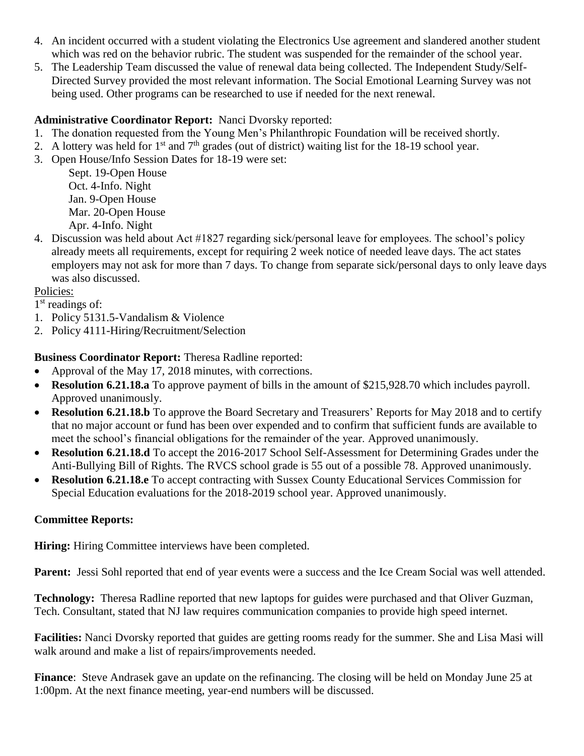4. An incident occurred with a student violating the Electronics Use agreement and slandered another student which was red on the behavior rubric. The student was suspended for the remainder of the school year.
5. The Leadership Team discussed the value of renewal data being collected. The Independent Study/Self-Directed Survey provided the most relevant information. The Social Emotional Learning Survey was not being used. Other programs can be researched to use if needed for the next renewal.

**Administrative Coordinator Report:** Nanci Dvorsky reported:

1. The donation requested from the Young Men's Philanthropic Foundation will be received shortly.
2. A lottery was held for 1st and 7th grades (out of district) waiting list for the 18-19 school year.
3. Open House/Info Session Dates for 18-19 were set:
   Sept. 19-Open House
   Oct. 4-Info. Night
   Jan. 9-Open House
   Mar. 20-Open House
   Apr. 4-Info. Night
4. Discussion was held about Act #1827 regarding sick/personal leave for employees. The school's policy already meets all requirements, except for requiring 2 week notice of needed leave days. The act states employers may not ask for more than 7 days. To change from separate sick/personal days to only leave days was also discussed.

Policies:

1st readings of:

1. Policy 5131.5-Vandalism & Violence
2. Policy 4111-Hiring/Recruitment/Selection

**Business Coordinator Report:** Theresa Radline reported:

- Approval of the May 17, 2018 minutes, with corrections.
- **Resolution 6.21.18.a** To approve payment of bills in the amount of $215,928.70 which includes payroll. Approved unanimously.
- **Resolution 6.21.18.b** To approve the Board Secretary and Treasurers' Reports for May 2018 and to certify that no major account or fund has been over expended and to confirm that sufficient funds are available to meet the school's financial obligations for the remainder of the year. Approved unanimously.
- **Resolution 6.21.18.d** To accept the 2016-2017 School Self-Assessment for Determining Grades under the Anti-Bullying Bill of Rights. The RVCS school grade is 55 out of a possible 78. Approved unanimously.
- **Resolution 6.21.18.e** To accept contracting with Sussex County Educational Services Commission for Special Education evaluations for the 2018-2019 school year. Approved unanimously.

**Committee Reports:**

**Hiring:** Hiring Committee interviews have been completed.

**Parent:** Jessi Sohl reported that end of year events were a success and the Ice Cream Social was well attended.

**Technology:** Theresa Radline reported that new laptops for guides were purchased and that Oliver Guzman, Tech. Consultant, stated that NJ law requires communication companies to provide high speed internet.

**Facilities:** Nanci Dvorsky reported that guides are getting rooms ready for the summer. She and Lisa Masi will walk around and make a list of repairs/improvements needed.

**Finance**: Steve Andrasek gave an update on the refinancing. The closing will be held on Monday June 25 at 1:00pm. At the next finance meeting, year-end numbers will be discussed.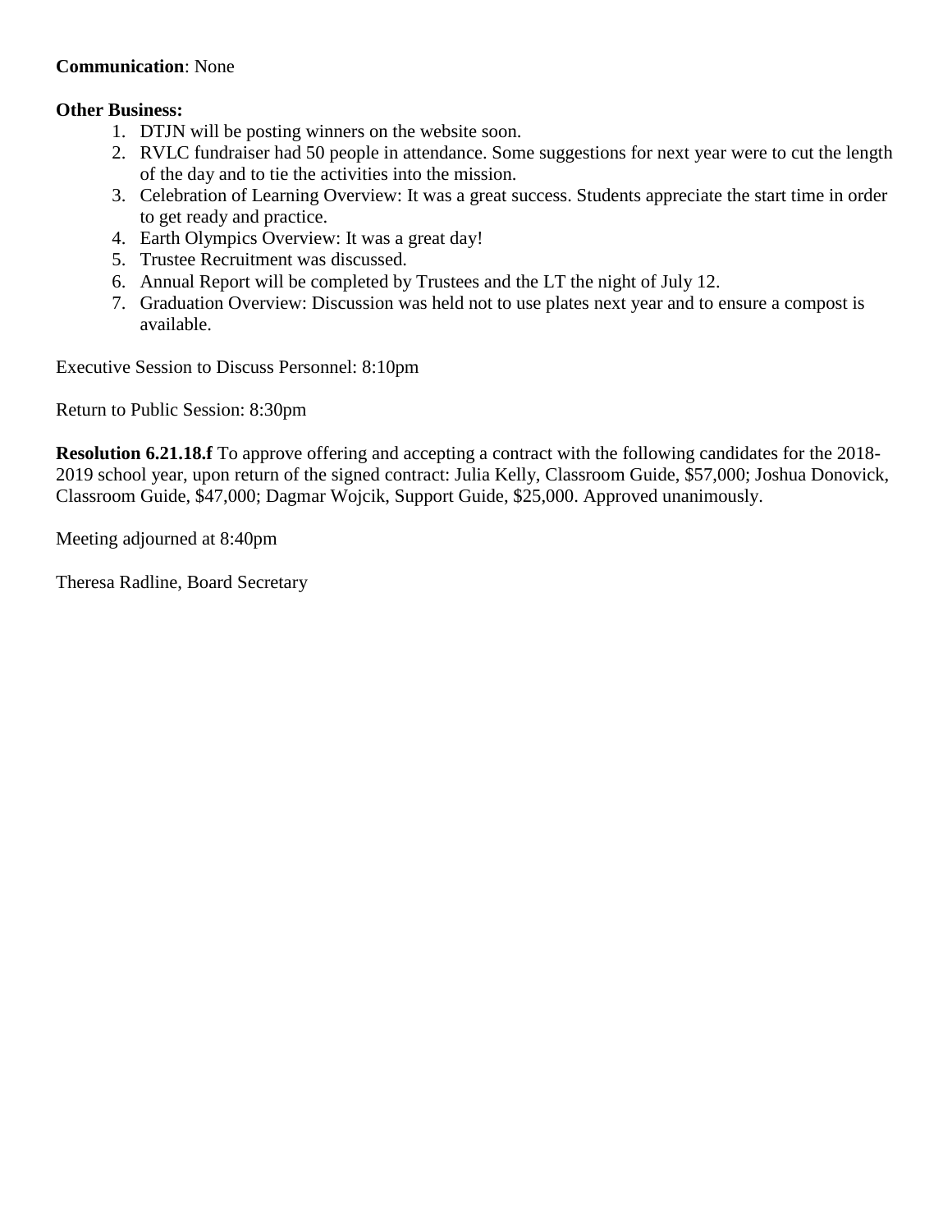**Communication**: None

**Other Business:**

1. DTJN will be posting winners on the website soon.
2. RVLC fundraiser had 50 people in attendance. Some suggestions for next year were to cut the length of the day and to tie the activities into the mission.
3. Celebration of Learning Overview: It was a great success. Students appreciate the start time in order to get ready and practice.
4. Earth Olympics Overview: It was a great day!
5. Trustee Recruitment was discussed.
6. Annual Report will be completed by Trustees and the LT the night of July 12.
7. Graduation Overview: Discussion was held not to use plates next year and to ensure a compost is available.

Executive Session to Discuss Personnel: 8:10pm

Return to Public Session: 8:30pm

**Resolution 6.21.18.f** To approve offering and accepting a contract with the following candidates for the 2018-2019 school year, upon return of the signed contract: Julia Kelly, Classroom Guide, $57,000; Joshua Donovick, Classroom Guide, $47,000; Dagmar Wojcik, Support Guide, $25,000. Approved unanimously.

Meeting adjourned at 8:40pm

Theresa Radline, Board Secretary